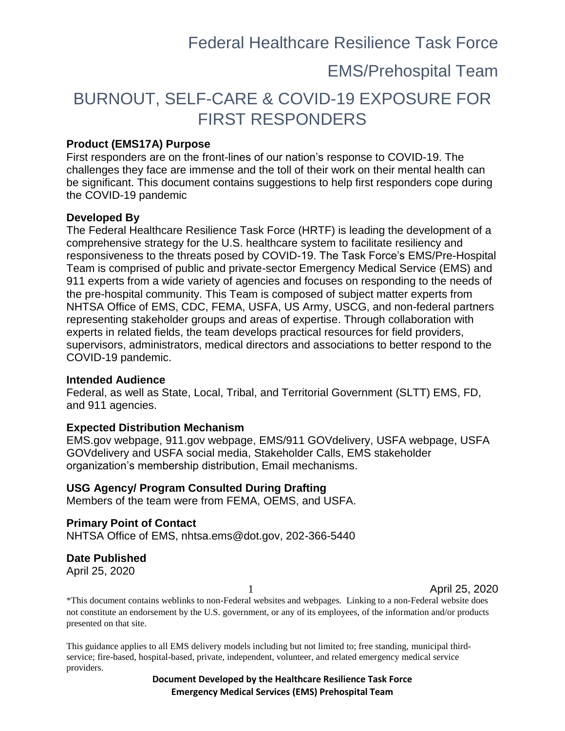# Federal Healthcare Resilience Task Force

## EMS/Prehospital Team

# BURNOUT, SELF-CARE & COVID-19 EXPOSURE FOR FIRST RESPONDERS

**Product (EMS17A) Purpose**

First responders are on the front-lines of our nation's response to COVID-19. The challenges they face are immense and the toll of their work on their mental health can be significant. This document contains suggestions to help first responders cope during the COVID-19 pandemic

**Developed By**

The Federal Healthcare Resilience Task Force (HRTF) is leading the development of a comprehensive strategy for the U.S. healthcare system to facilitate resiliency and responsiveness to the threats posed by COVID-19. The Task Force's EMS/Pre-Hospital Team is comprised of public and private-sector Emergency Medical Service (EMS) and 911 experts from a wide variety of agencies and focuses on responding to the needs of the pre-hospital community. This Team is composed of subject matter experts from NHTSA Office of EMS, CDC, FEMA, USFA, US Army, USCG, and non-federal partners representing stakeholder groups and areas of expertise. Through collaboration with experts in related fields, the team develops practical resources for field providers, supervisors, administrators, medical directors and associations to better respond to the COVID-19 pandemic.

**Intended Audience**

Federal, as well as State, Local, Tribal, and Territorial Government (SLTT) EMS, FD, and 911 agencies.

**Expected Distribution Mechanism**

EMS.gov webpage, 911.gov webpage, EMS/911 GOVdelivery, USFA webpage, USFA GOVdelivery and USFA social media, Stakeholder Calls, EMS stakeholder organization's membership distribution, Email mechanisms.

**USG Agency/ Program Consulted During Drafting**

Members of the team were from FEMA, OEMS, and USFA.

**Primary Point of Contact**

NHTSA Office of EMS, nhtsa.ems@dot.gov, 202-366-5440

**Date Published**

April 25, 2020

*This document contains weblinks to non-Federal websites and webpages. Linking to a non-Federal website does not constitute an endorsement by the U.S. government, or any of its employees, of the information and/or products presented on that site.

This guidance applies to all EMS delivery models including but not limited to; free standing, municipal third-service; fire-based, hospital-based, private, independent, volunteer, and related emergency medical service providers.

**Document Developed by the Healthcare Resilience Task Force**
**Emergency Medical Services (EMS) Prehospital Team**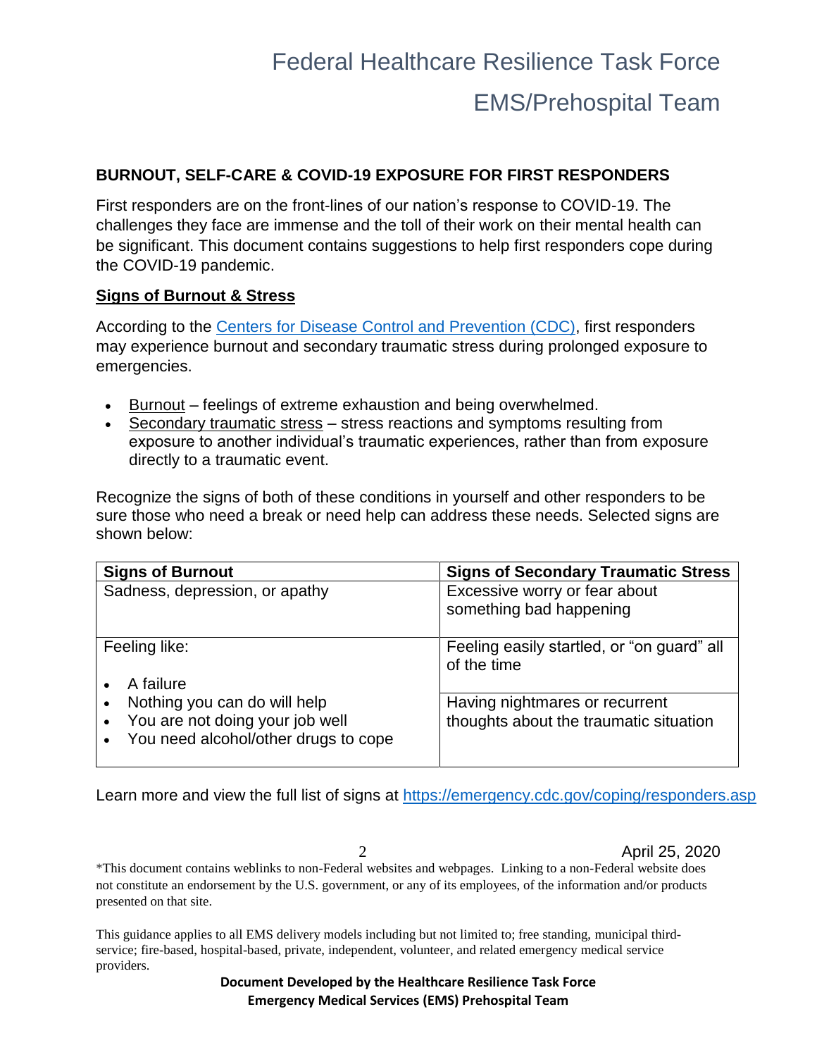## BURNOUT, SELF-CARE & COVID-19 EXPOSURE FOR FIRST RESPONDERS

First responders are on the front-lines of our nation's response to COVID-19. The challenges they face are immense and the toll of their work on their mental health can be significant. This document contains suggestions to help first responders cope during the COVID-19 pandemic.

### Signs of Burnout & Stress

According to the [Centers for Disease Control and Prevention (CDC)](https://emergency.cdc.gov/coping/responders.asp), first responders may experience burnout and secondary traumatic stress during prolonged exposure to emergencies.

- Burnout – feelings of extreme exhaustion and being overwhelmed.
- Secondary traumatic stress – stress reactions and symptoms resulting from exposure to another individual's traumatic experiences, rather than from exposure directly to a traumatic event.

Recognize the signs of both of these conditions in yourself and other responders to be sure those who need a break or need help can address these needs. Selected signs are shown below:

| Signs of Burnout | Signs of Secondary Traumatic Stress |
| --- | --- |
| Sadness, depression, or apathy | Excessive worry or fear about something bad happening |
| Feeling like:<br>• A failure<br>• Nothing you can do will help<br>• You are not doing your job well<br>• You need alcohol/other drugs to cope | Feeling easily startled, or "on guard" all of the time<br><br>Having nightmares or recurrent thoughts about the traumatic situation |

Learn more and view the full list of signs at https://emergency.cdc.gov/coping/responders.asp

April 25, 2020

*This document contains weblinks to non-Federal websites and webpages. Linking to a non-Federal website does not constitute an endorsement by the U.S. government, or any of its employees, of the information and/or products presented on that site.

This guidance applies to all EMS delivery models including but not limited to; free standing, municipal third-service; fire-based, hospital-based, private, independent, volunteer, and related emergency medical service providers.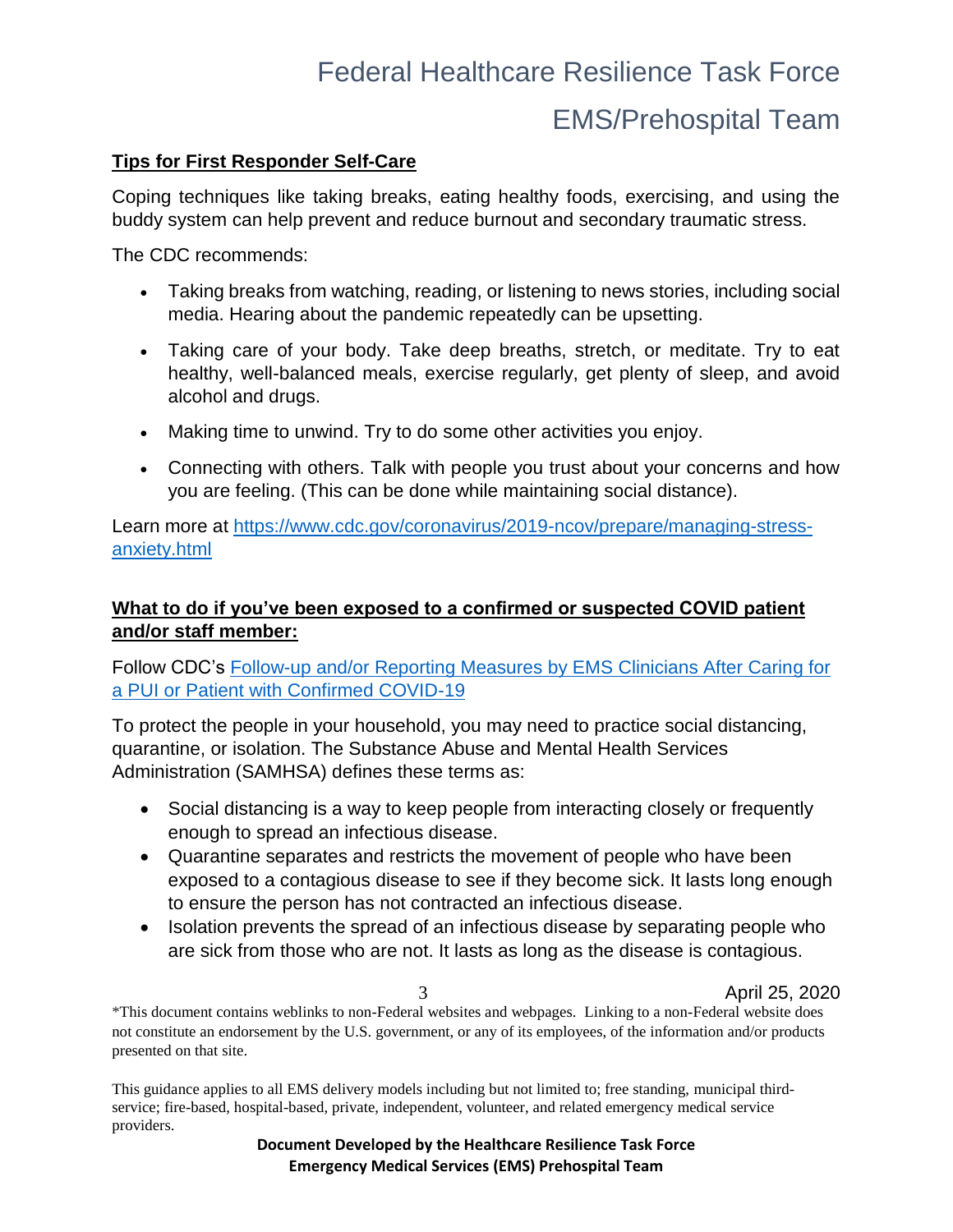## Tips for First Responder Self-Care

Coping techniques like taking breaks, eating healthy foods, exercising, and using the buddy system can help prevent and reduce burnout and secondary traumatic stress.

The CDC recommends:

- Taking breaks from watching, reading, or listening to news stories, including social media. Hearing about the pandemic repeatedly can be upsetting.
- Taking care of your body. Take deep breaths, stretch, or meditate. Try to eat healthy, well-balanced meals, exercise regularly, get plenty of sleep, and avoid alcohol and drugs.
- Making time to unwind. Try to do some other activities you enjoy.
- Connecting with others. Talk with people you trust about your concerns and how you are feeling. (This can be done while maintaining social distance).

Learn more at [https://www.cdc.gov/coronavirus/2019-ncov/prepare/managing-stress-anxiety.html](https://www.cdc.gov/coronavirus/2019-ncov/prepare/managing-stress-anxiety.html)

## What to do if you've been exposed to a confirmed or suspected COVID patient and/or staff member:

Follow CDC's Follow-up and/or Reporting Measures by EMS Clinicians After Caring for a PUI or Patient with Confirmed COVID-19

To protect the people in your household, you may need to practice social distancing, quarantine, or isolation. The Substance Abuse and Mental Health Services Administration (SAMHSA) defines these terms as:

- Social distancing is a way to keep people from interacting closely or frequently enough to spread an infectious disease.
- Quarantine separates and restricts the movement of people who have been exposed to a contagious disease to see if they become sick. It lasts long enough to ensure the person has not contracted an infectious disease.
- Isolation prevents the spread of an infectious disease by separating people who are sick from those who are not. It lasts as long as the disease is contagious.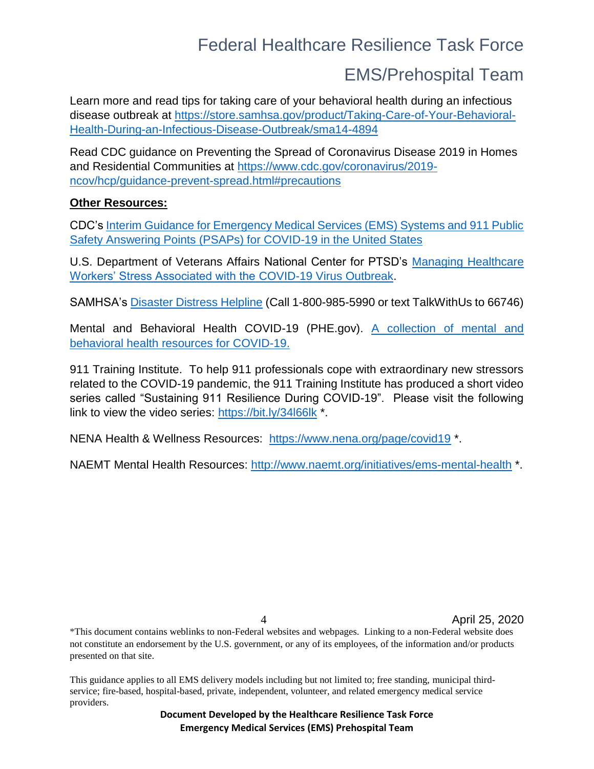Learn more and read tips for taking care of your behavioral health during an infectious disease outbreak at https://store.samhsa.gov/product/Taking-Care-of-Your-Behavioral-Health-During-an-Infectious-Disease-Outbreak/sma14-4894

Read CDC guidance on Preventing the Spread of Coronavirus Disease 2019 in Homes and Residential Communities at https://www.cdc.gov/coronavirus/2019-ncov/hcp/guidance-prevent-spread.html#precautions

**Other Resources:**

CDC's Interim Guidance for Emergency Medical Services (EMS) Systems and 911 Public Safety Answering Points (PSAPs) for COVID-19 in the United States

U.S. Department of Veterans Affairs National Center for PTSD's Managing Healthcare Workers' Stress Associated with the COVID-19 Virus Outbreak.

SAMHSA's Disaster Distress Helpline (Call 1-800-985-5990 or text TalkWithUs to 66746)

Mental and Behavioral Health COVID-19 (PHE.gov). A collection of mental and behavioral health resources for COVID-19.

911 Training Institute. To help 911 professionals cope with extraordinary new stressors related to the COVID-19 pandemic, the 911 Training Institute has produced a short video series called "Sustaining 911 Resilience During COVID-19". Please visit the following link to view the video series: https://bit.ly/34l66lk *.

NENA Health & Wellness Resources: https://www.nena.org/page/covid19 *.

NAEMT Mental Health Resources: http://www.naemt.org/initiatives/ems-mental-health *.

April 25, 2020

*This document contains weblinks to non-Federal websites and webpages. Linking to a non-Federal website does not constitute an endorsement by the U.S. government, or any of its employees, of the information and/or products presented on that site.

This guidance applies to all EMS delivery models including but not limited to; free standing, municipal third-service; fire-based, hospital-based, private, independent, volunteer, and related emergency medical service providers.

**Document Developed by the Healthcare Resilience Task Force**
**Emergency Medical Services (EMS) Prehospital Team**